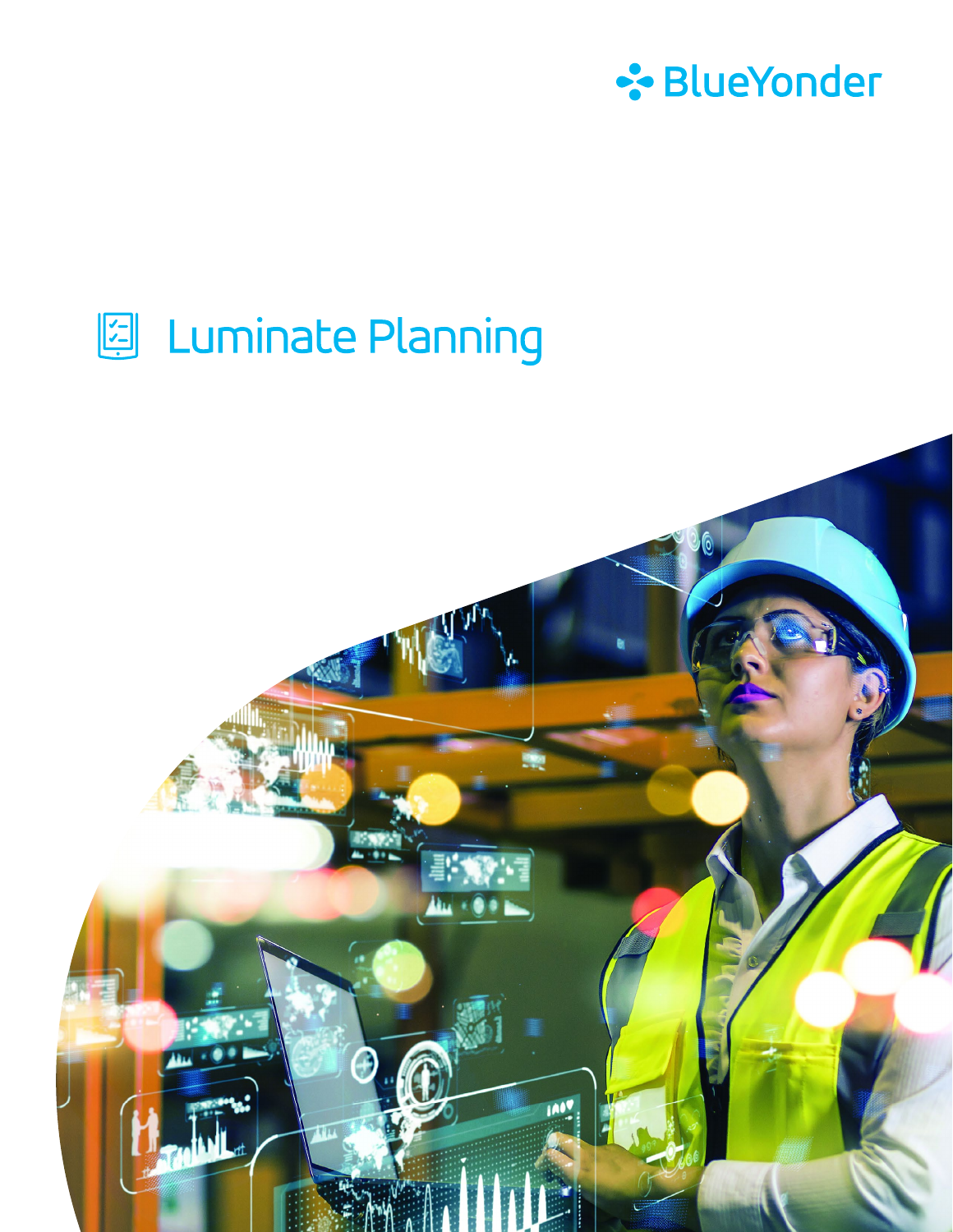BlueYonder

# Luminate Planning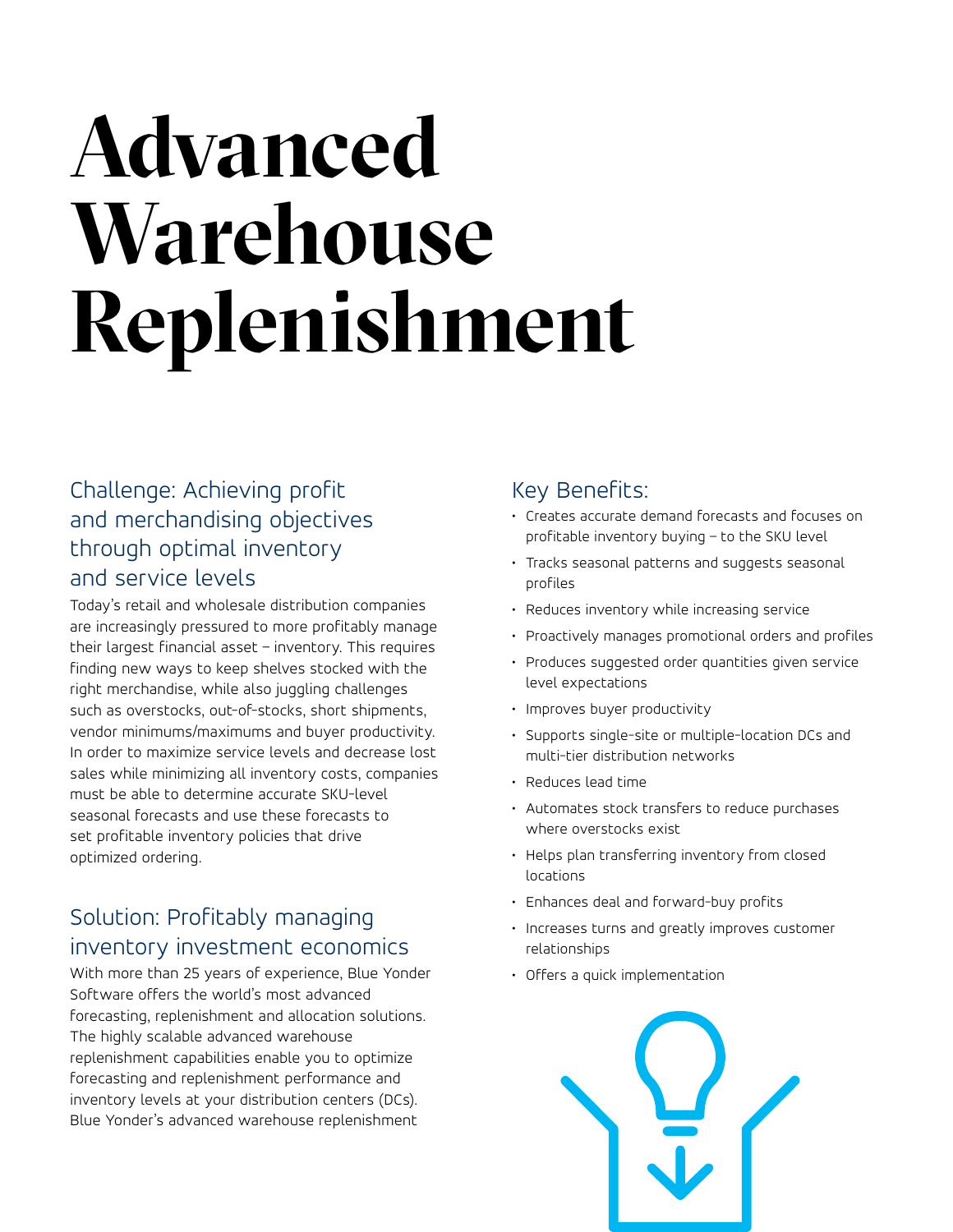# Advanced Warehouse Replenishment

## Challenge: Achieving profit and merchandising objectives through optimal inventory and service levels

Today's retail and wholesale distribution companies are increasingly pressured to more profitably manage their largest financial asset – inventory. This requires finding new ways to keep shelves stocked with the right merchandise, while also juggling challenges such as overstocks, out-of-stocks, short shipments, vendor minimums/maximums and buyer productivity. In order to maximize service levels and decrease lost sales while minimizing all inventory costs, companies must be able to determine accurate SKU-level seasonal forecasts and use these forecasts to set profitable inventory policies that drive optimized ordering.

## Solution: Profitably managing inventory investment economics

With more than 25 years of experience, Blue Yonder Software offers the world's most advanced forecasting, replenishment and allocation solutions. The highly scalable advanced warehouse replenishment capabilities enable you to optimize forecasting and replenishment performance and inventory levels at your distribution centers (DCs). Blue Yonder's advanced warehouse replenishment

## Key Benefits:

- Creates accurate demand forecasts and focuses on profitable inventory buying – to the SKU level
- Tracks seasonal patterns and suggests seasonal profiles
- Reduces inventory while increasing service
- Proactively manages promotional orders and profiles
- Produces suggested order quantities given service level expectations
- Improves buyer productivity
- Supports single-site or multiple-location DCs and multi-tier distribution networks
- Reduces lead time
- Automates stock transfers to reduce purchases where overstocks exist
- Helps plan transferring inventory from closed locations
- Enhances deal and forward-buy profits
- Increases turns and greatly improves customer relationships
- Offers a quick implementation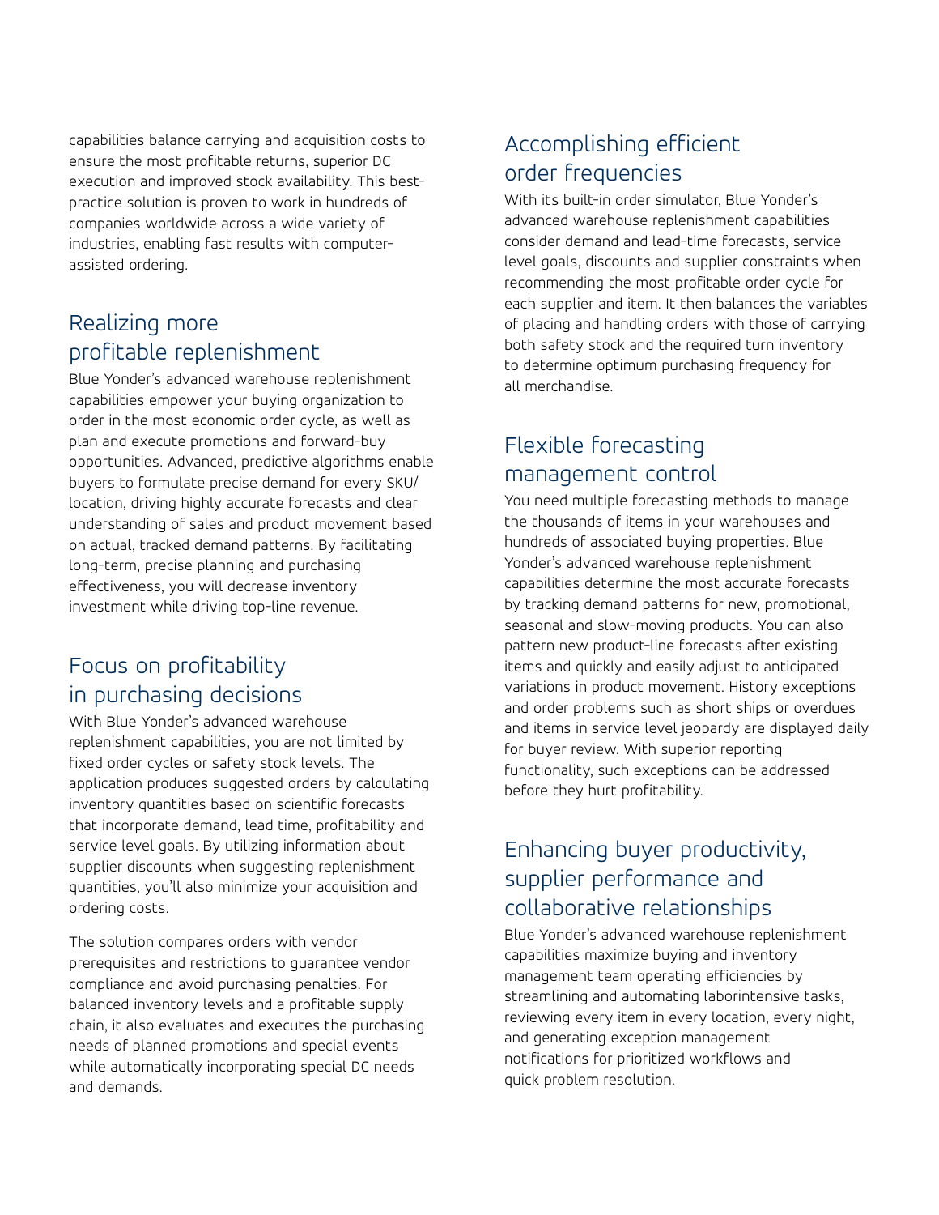capabilities balance carrying and acquisition costs to ensure the most profitable returns, superior DC execution and improved stock availability. This best-practice solution is proven to work in hundreds of companies worldwide across a wide variety of industries, enabling fast results with computer-assisted ordering.

## Realizing more profitable replenishment

Blue Yonder's advanced warehouse replenishment capabilities empower your buying organization to order in the most economic order cycle, as well as plan and execute promotions and forward-buy opportunities. Advanced, predictive algorithms enable buyers to formulate precise demand for every SKU/location, driving highly accurate forecasts and clear understanding of sales and product movement based on actual, tracked demand patterns. By facilitating long-term, precise planning and purchasing effectiveness, you will decrease inventory investment while driving top-line revenue.

## Focus on profitability in purchasing decisions

With Blue Yonder's advanced warehouse replenishment capabilities, you are not limited by fixed order cycles or safety stock levels. The application produces suggested orders by calculating inventory quantities based on scientific forecasts that incorporate demand, lead time, profitability and service level goals. By utilizing information about supplier discounts when suggesting replenishment quantities, you'll also minimize your acquisition and ordering costs.

The solution compares orders with vendor prerequisites and restrictions to guarantee vendor compliance and avoid purchasing penalties. For balanced inventory levels and a profitable supply chain, it also evaluates and executes the purchasing needs of planned promotions and special events while automatically incorporating special DC needs and demands.

## Accomplishing efficient order frequencies

With its built-in order simulator, Blue Yonder's advanced warehouse replenishment capabilities consider demand and lead-time forecasts, service level goals, discounts and supplier constraints when recommending the most profitable order cycle for each supplier and item. It then balances the variables of placing and handling orders with those of carrying both safety stock and the required turn inventory to determine optimum purchasing frequency for all merchandise.

## Flexible forecasting management control

You need multiple forecasting methods to manage the thousands of items in your warehouses and hundreds of associated buying properties. Blue Yonder's advanced warehouse replenishment capabilities determine the most accurate forecasts by tracking demand patterns for new, promotional, seasonal and slow-moving products. You can also pattern new product-line forecasts after existing items and quickly and easily adjust to anticipated variations in product movement. History exceptions and order problems such as short ships or overdues and items in service level jeopardy are displayed daily for buyer review. With superior reporting functionality, such exceptions can be addressed before they hurt profitability.

## Enhancing buyer productivity, supplier performance and collaborative relationships

Blue Yonder's advanced warehouse replenishment capabilities maximize buying and inventory management team operating efficiencies by streamlining and automating laborintensive tasks, reviewing every item in every location, every night, and generating exception management notifications for prioritized workflows and quick problem resolution.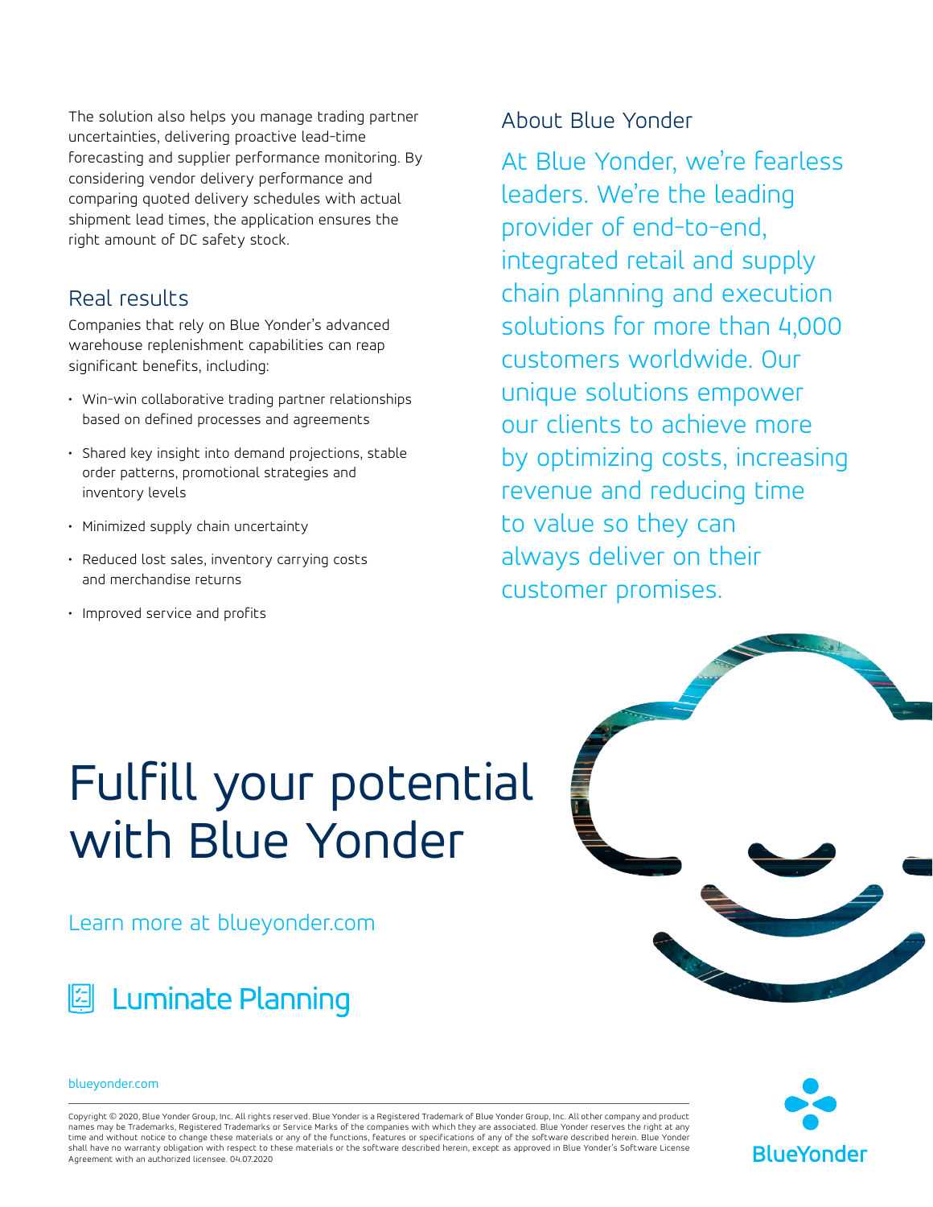The solution also helps you manage trading partner uncertainties, delivering proactive lead-time forecasting and supplier performance monitoring. By considering vendor delivery performance and comparing quoted delivery schedules with actual shipment lead times, the application ensures the right amount of DC safety stock.

## Real results

Companies that rely on Blue Yonder's advanced warehouse replenishment capabilities can reap significant benefits, including:

- Win-win collaborative trading partner relationships based on defined processes and agreements
- Shared key insight into demand projections, stable order patterns, promotional strategies and inventory levels
- Minimized supply chain uncertainty
- Reduced lost sales, inventory carrying costs and merchandise returns
- Improved service and profits

## About Blue Yonder

At Blue Yonder, we're fearless leaders. We're the leading provider of end-to-end, integrated retail and supply chain planning and execution solutions for more than 4,000 customers worldwide. Our unique solutions empower our clients to achieve more by optimizing costs, increasing revenue and reducing time to value so they can always deliver on their customer promises.

# Fulfill your potential with Blue Yonder

Learn more at blueyonder.com

Luminate Planning

blueyonder.com

Copyright © 2020, Blue Yonder Group, Inc. All rights reserved. Blue Yonder is a Registered Trademark of Blue Yonder Group, Inc. All other company and product names may be Trademarks, Registered Trademarks or Service Marks of the companies with which they are associated. Blue Yonder reserves the right at any time and without notice to change these materials or any of the functions, features or specifications of any of the software described herein. Blue Yonder shall have no warranty obligation with respect to these materials or the software described herein, except as approved in Blue Yonder's Software License Agreement with an authorized licensee. 04.07.2020

BlueYonder